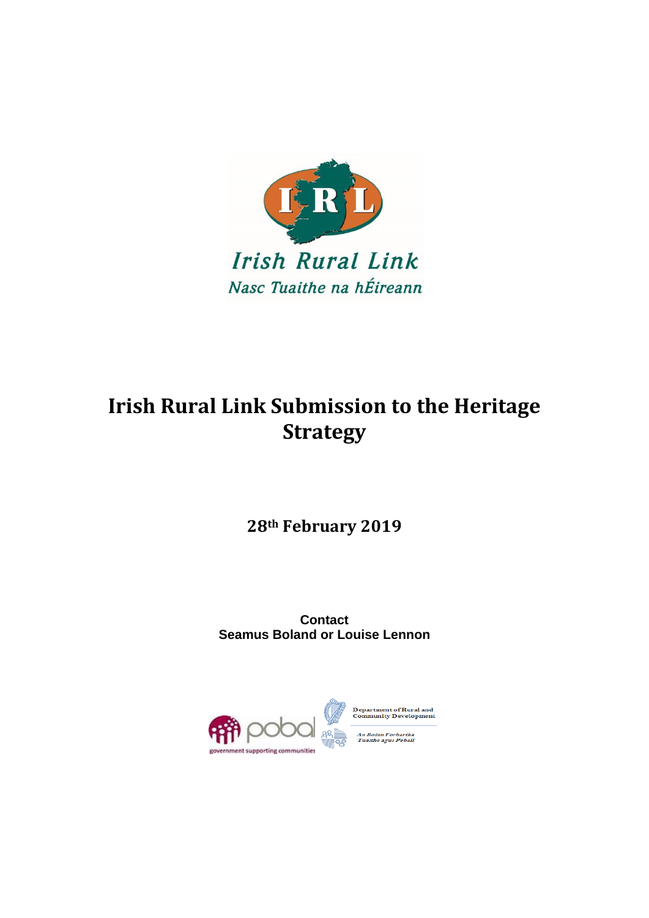Irish Rural Link

Nasc Tuaithe na hÉireann

# Irish Rural Link Submission to the Heritage Strategy

**28th February 2019**

**Contact**
**Seamus Boland or Louise Lennon**

pobal
government supporting communities

Department of Rural and Community Development

An Roinn Forbartha Tuaithe agus Pobail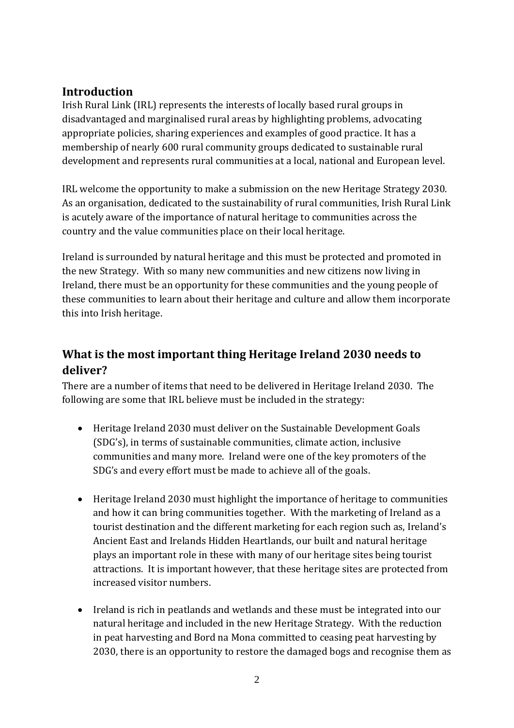## Introduction

Irish Rural Link (IRL) represents the interests of locally based rural groups in disadvantaged and marginalised rural areas by highlighting problems, advocating appropriate policies, sharing experiences and examples of good practice. It has a membership of nearly 600 rural community groups dedicated to sustainable rural development and represents rural communities at a local, national and European level.

IRL welcome the opportunity to make a submission on the new Heritage Strategy 2030. As an organisation, dedicated to the sustainability of rural communities, Irish Rural Link is acutely aware of the importance of natural heritage to communities across the country and the value communities place on their local heritage.

Ireland is surrounded by natural heritage and this must be protected and promoted in the new Strategy. With so many new communities and new citizens now living in Ireland, there must be an opportunity for these communities and the young people of these communities to learn about their heritage and culture and allow them incorporate this into Irish heritage.

## What is the most important thing Heritage Ireland 2030 needs to deliver?

There are a number of items that need to be delivered in Heritage Ireland 2030. The following are some that IRL believe must be included in the strategy:

- Heritage Ireland 2030 must deliver on the Sustainable Development Goals (SDG's), in terms of sustainable communities, climate action, inclusive communities and many more. Ireland were one of the key promoters of the SDG's and every effort must be made to achieve all of the goals.

- Heritage Ireland 2030 must highlight the importance of heritage to communities and how it can bring communities together. With the marketing of Ireland as a tourist destination and the different marketing for each region such as, Ireland's Ancient East and Irelands Hidden Heartlands, our built and natural heritage plays an important role in these with many of our heritage sites being tourist attractions. It is important however, that these heritage sites are protected from increased visitor numbers.

- Ireland is rich in peatlands and wetlands and these must be integrated into our natural heritage and included in the new Heritage Strategy. With the reduction in peat harvesting and Bord na Mona committed to ceasing peat harvesting by 2030, there is an opportunity to restore the damaged bogs and recognise them as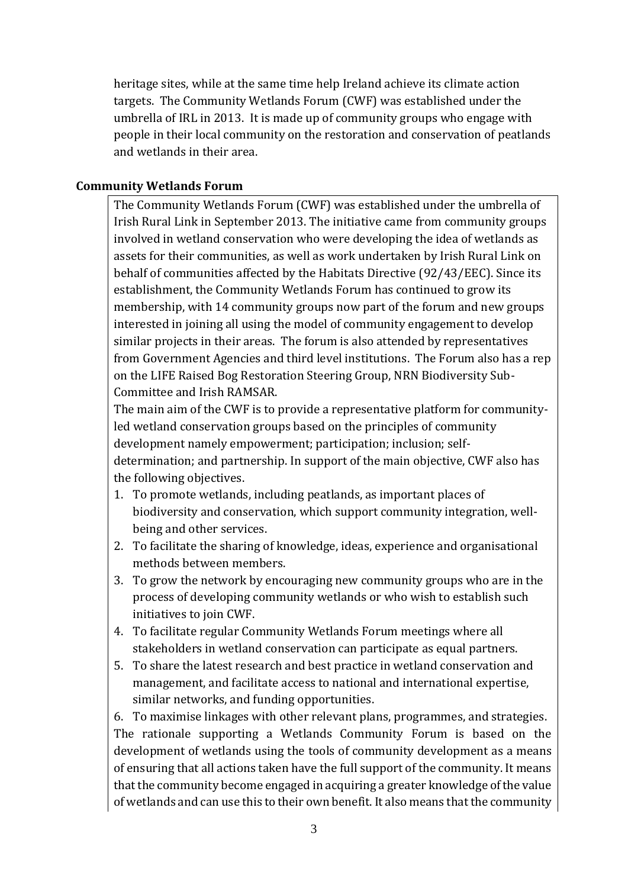heritage sites, while at the same time help Ireland achieve its climate action targets. The Community Wetlands Forum (CWF) was established under the umbrella of IRL in 2013. It is made up of community groups who engage with people in their local community on the restoration and conservation of peatlands and wetlands in their area.

**Community Wetlands Forum**

The Community Wetlands Forum (CWF) was established under the umbrella of Irish Rural Link in September 2013. The initiative came from community groups involved in wetland conservation who were developing the idea of wetlands as assets for their communities, as well as work undertaken by Irish Rural Link on behalf of communities affected by the Habitats Directive (92/43/EEC). Since its establishment, the Community Wetlands Forum has continued to grow its membership, with 14 community groups now part of the forum and new groups interested in joining all using the model of community engagement to develop similar projects in their areas. The forum is also attended by representatives from Government Agencies and third level institutions. The Forum also has a rep on the LIFE Raised Bog Restoration Steering Group, NRN Biodiversity Sub-Committee and Irish RAMSAR.

The main aim of the CWF is to provide a representative platform for community-led wetland conservation groups based on the principles of community development namely empowerment; participation; inclusion; self-determination; and partnership. In support of the main objective, CWF also has the following objectives.

1. To promote wetlands, including peatlands, as important places of biodiversity and conservation, which support community integration, well-being and other services.
2. To facilitate the sharing of knowledge, ideas, experience and organisational methods between members.
3. To grow the network by encouraging new community groups who are in the process of developing community wetlands or who wish to establish such initiatives to join CWF.
4. To facilitate regular Community Wetlands Forum meetings where all stakeholders in wetland conservation can participate as equal partners.
5. To share the latest research and best practice in wetland conservation and management, and facilitate access to national and international expertise, similar networks, and funding opportunities.
6. To maximise linkages with other relevant plans, programmes, and strategies.

The rationale supporting a Wetlands Community Forum is based on the development of wetlands using the tools of community development as a means of ensuring that all actions taken have the full support of the community. It means that the community become engaged in acquiring a greater knowledge of the value of wetlands and can use this to their own benefit. It also means that the community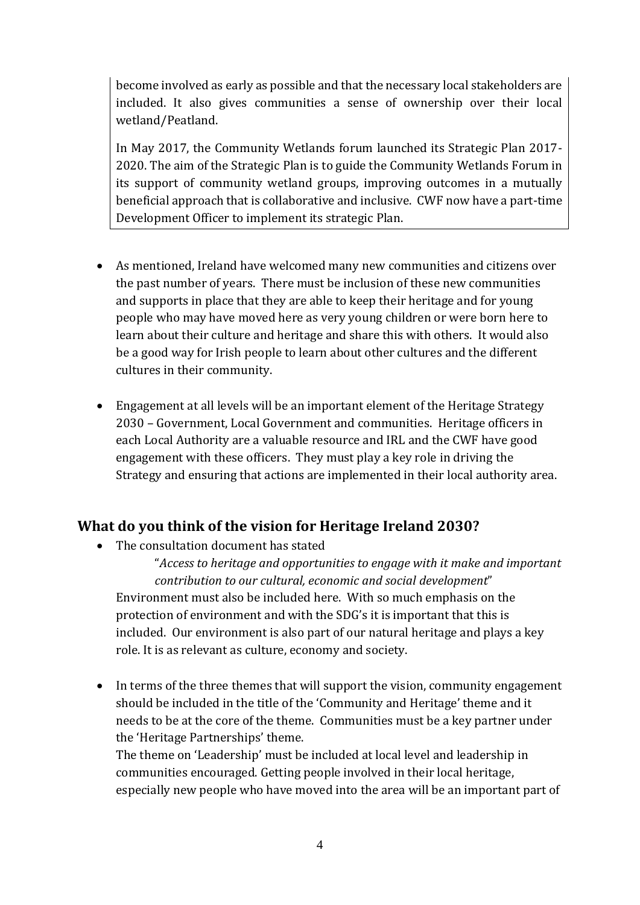become involved as early as possible and that the necessary local stakeholders are included. It also gives communities a sense of ownership over their local wetland/Peatland.

In May 2017, the Community Wetlands forum launched its Strategic Plan 2017-2020. The aim of the Strategic Plan is to guide the Community Wetlands Forum in its support of community wetland groups, improving outcomes in a mutually beneficial approach that is collaborative and inclusive. CWF now have a part-time Development Officer to implement its strategic Plan.

- As mentioned, Ireland have welcomed many new communities and citizens over the past number of years. There must be inclusion of these new communities and supports in place that they are able to keep their heritage and for young people who may have moved here as very young children or were born here to learn about their culture and heritage and share this with others. It would also be a good way for Irish people to learn about other cultures and the different cultures in their community.

- Engagement at all levels will be an important element of the Heritage Strategy 2030 – Government, Local Government and communities. Heritage officers in each Local Authority are a valuable resource and IRL and the CWF have good engagement with these officers. They must play a key role in driving the Strategy and ensuring that actions are implemented in their local authority area.

## What do you think of the vision for Heritage Ireland 2030?

- The consultation document has stated

  "*Access to heritage and opportunities to engage with it make and important contribution to our cultural, economic and social development*"

  Environment must also be included here. With so much emphasis on the protection of environment and with the SDG's it is important that this is included. Our environment is also part of our natural heritage and plays a key role. It is as relevant as culture, economy and society.

- In terms of the three themes that will support the vision, community engagement should be included in the title of the 'Community and Heritage' theme and it needs to be at the core of the theme. Communities must be a key partner under the 'Heritage Partnerships' theme.

  The theme on 'Leadership' must be included at local level and leadership in communities encouraged. Getting people involved in their local heritage, especially new people who have moved into the area will be an important part of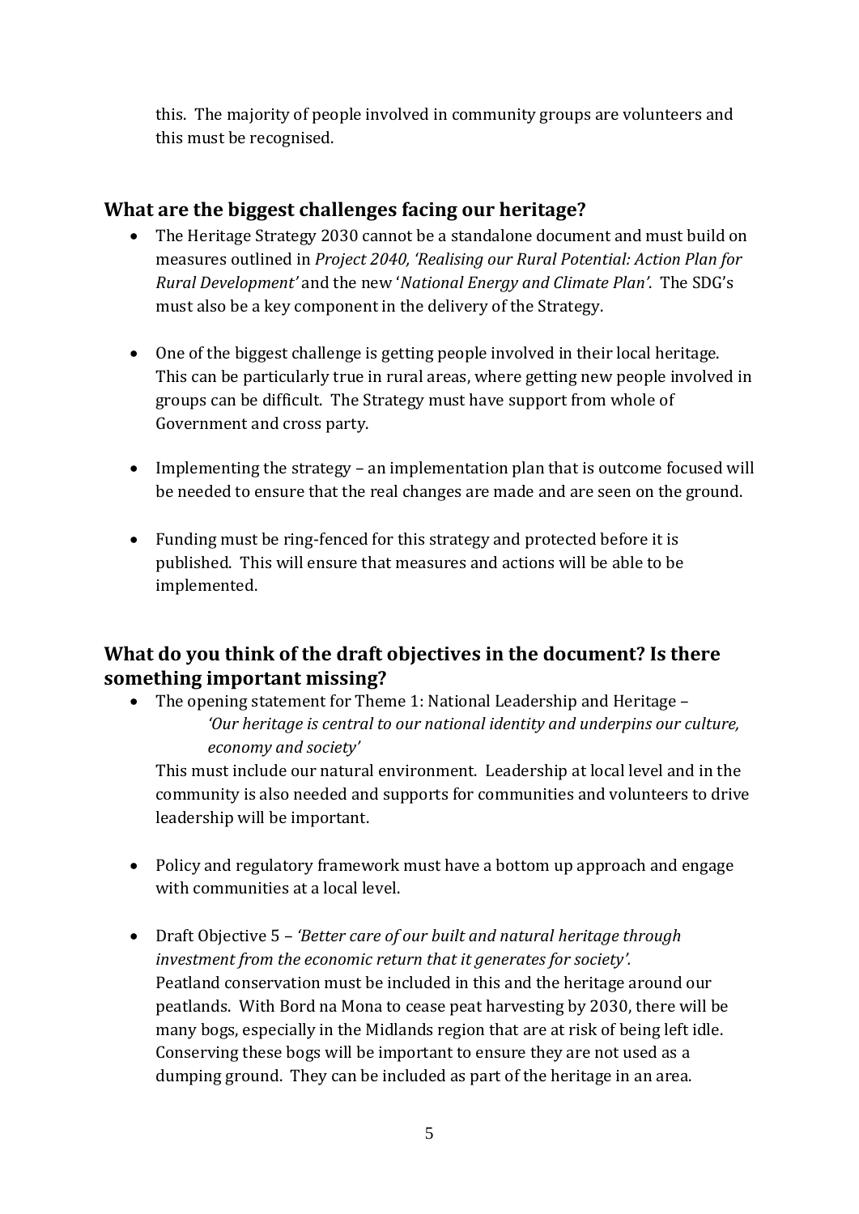this. The majority of people involved in community groups are volunteers and this must be recognised.

## What are the biggest challenges facing our heritage?

- The Heritage Strategy 2030 cannot be a standalone document and must build on measures outlined in *Project 2040, 'Realising our Rural Potential: Action Plan for Rural Development'* and the new '*National Energy and Climate Plan'*. The SDG's must also be a key component in the delivery of the Strategy.

- One of the biggest challenge is getting people involved in their local heritage. This can be particularly true in rural areas, where getting new people involved in groups can be difficult. The Strategy must have support from whole of Government and cross party.

- Implementing the strategy – an implementation plan that is outcome focused will be needed to ensure that the real changes are made and are seen on the ground.

- Funding must be ring-fenced for this strategy and protected before it is published. This will ensure that measures and actions will be able to be implemented.

## What do you think of the draft objectives in the document? Is there something important missing?

- The opening statement for Theme 1: National Leadership and Heritage –

  > *'Our heritage is central to our national identity and underpins our culture, economy and society'*

  This must include our natural environment. Leadership at local level and in the community is also needed and supports for communities and volunteers to drive leadership will be important.

- Policy and regulatory framework must have a bottom up approach and engage with communities at a local level.

- Draft Objective 5 – *'Better care of our built and natural heritage through investment from the economic return that it generates for society'.*
  Peatland conservation must be included in this and the heritage around our peatlands. With Bord na Mona to cease peat harvesting by 2030, there will be many bogs, especially in the Midlands region that are at risk of being left idle. Conserving these bogs will be important to ensure they are not used as a dumping ground. They can be included as part of the heritage in an area.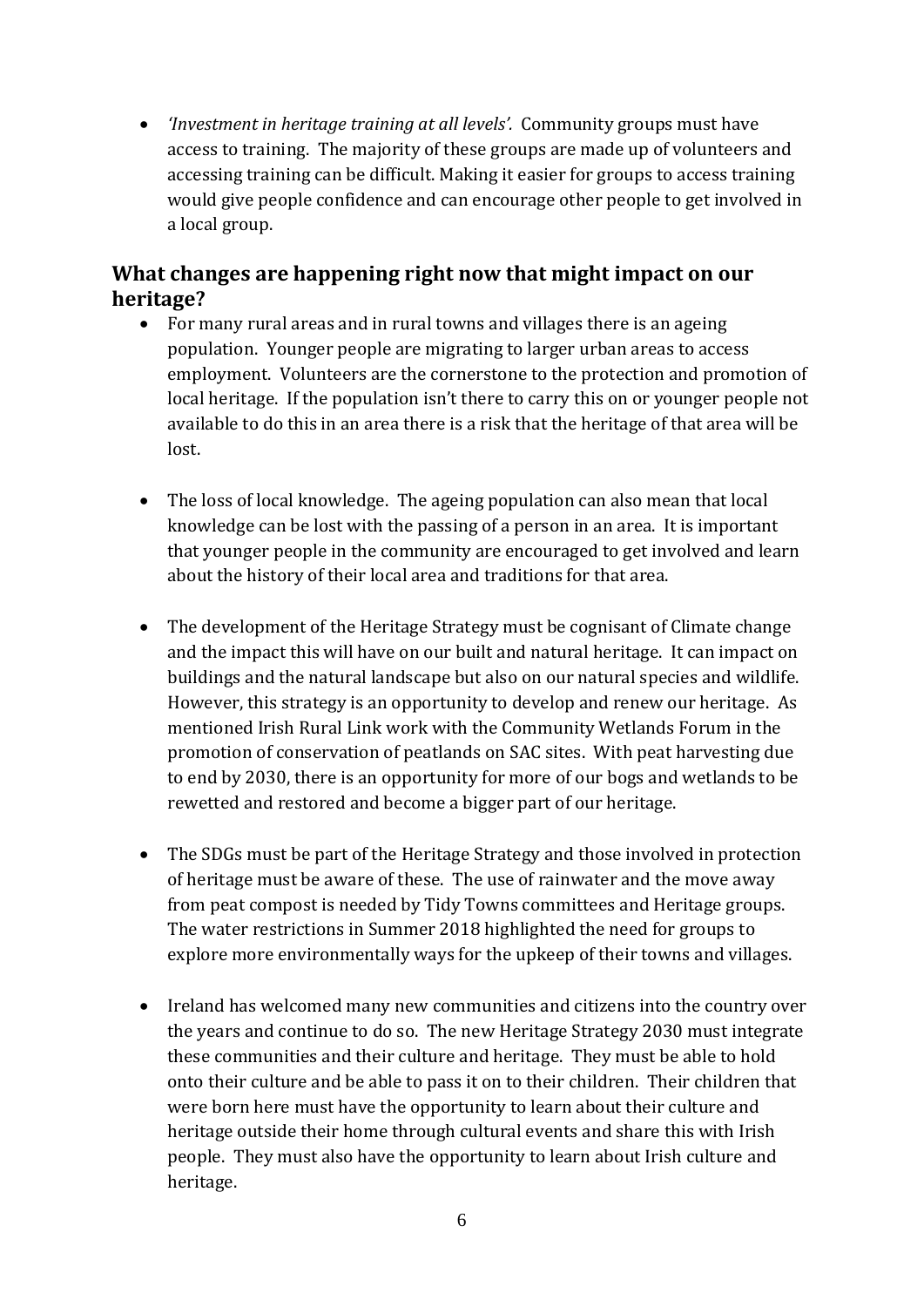- *'Investment in heritage training at all levels'.* Community groups must have access to training. The majority of these groups are made up of volunteers and accessing training can be difficult. Making it easier for groups to access training would give people confidence and can encourage other people to get involved in a local group.

## What changes are happening right now that might impact on our heritage?

- For many rural areas and in rural towns and villages there is an ageing population. Younger people are migrating to larger urban areas to access employment. Volunteers are the cornerstone to the protection and promotion of local heritage. If the population isn't there to carry this on or younger people not available to do this in an area there is a risk that the heritage of that area will be lost.

- The loss of local knowledge. The ageing population can also mean that local knowledge can be lost with the passing of a person in an area. It is important that younger people in the community are encouraged to get involved and learn about the history of their local area and traditions for that area.

- The development of the Heritage Strategy must be cognisant of Climate change and the impact this will have on our built and natural heritage. It can impact on buildings and the natural landscape but also on our natural species and wildlife. However, this strategy is an opportunity to develop and renew our heritage. As mentioned Irish Rural Link work with the Community Wetlands Forum in the promotion of conservation of peatlands on SAC sites. With peat harvesting due to end by 2030, there is an opportunity for more of our bogs and wetlands to be rewetted and restored and become a bigger part of our heritage.

- The SDGs must be part of the Heritage Strategy and those involved in protection of heritage must be aware of these. The use of rainwater and the move away from peat compost is needed by Tidy Towns committees and Heritage groups. The water restrictions in Summer 2018 highlighted the need for groups to explore more environmentally ways for the upkeep of their towns and villages.

- Ireland has welcomed many new communities and citizens into the country over the years and continue to do so. The new Heritage Strategy 2030 must integrate these communities and their culture and heritage. They must be able to hold onto their culture and be able to pass it on to their children. Their children that were born here must have the opportunity to learn about their culture and heritage outside their home through cultural events and share this with Irish people. They must also have the opportunity to learn about Irish culture and heritage.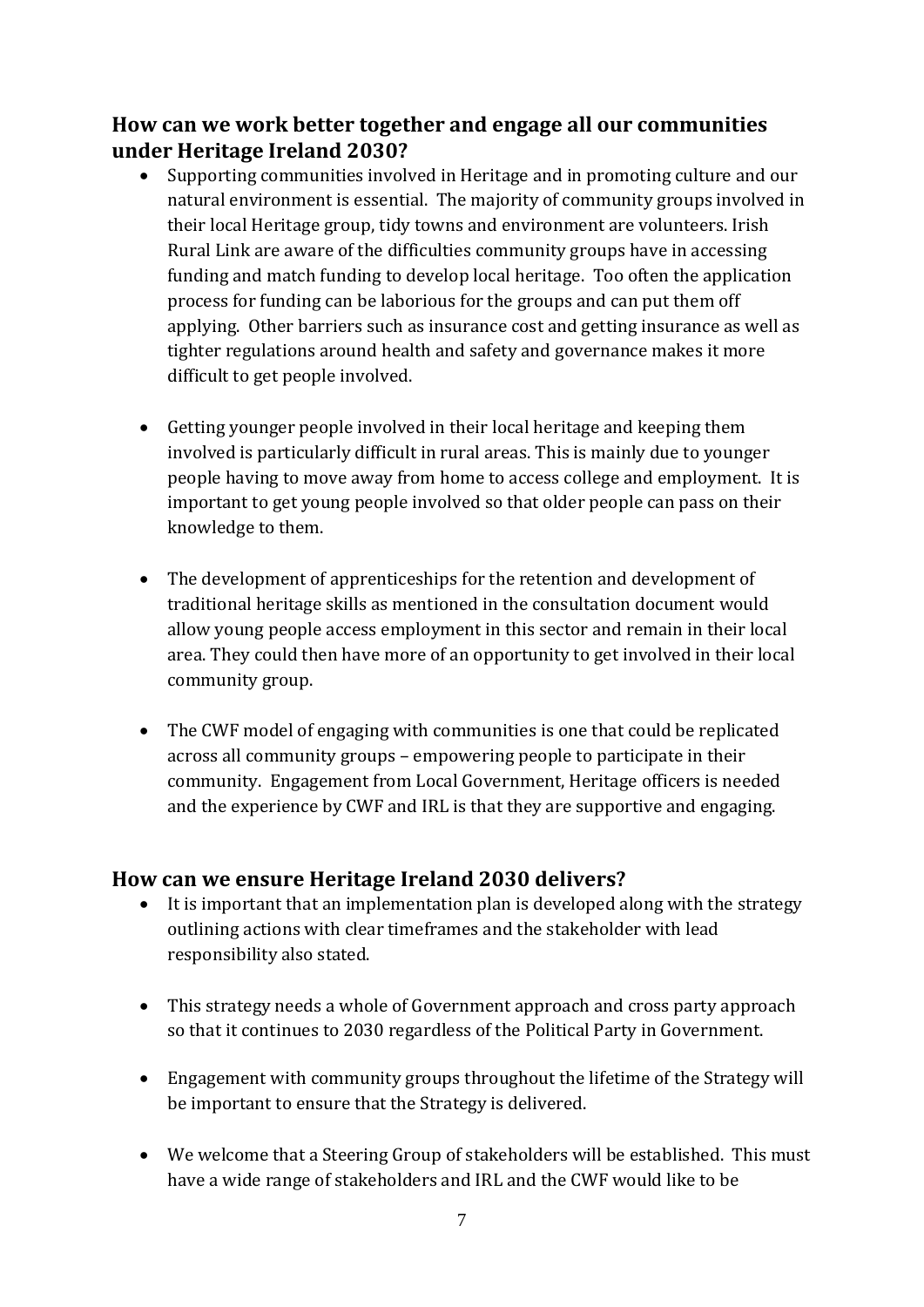## How can we work better together and engage all our communities under Heritage Ireland 2030?

- Supporting communities involved in Heritage and in promoting culture and our natural environment is essential. The majority of community groups involved in their local Heritage group, tidy towns and environment are volunteers. Irish Rural Link are aware of the difficulties community groups have in accessing funding and match funding to develop local heritage. Too often the application process for funding can be laborious for the groups and can put them off applying. Other barriers such as insurance cost and getting insurance as well as tighter regulations around health and safety and governance makes it more difficult to get people involved.

- Getting younger people involved in their local heritage and keeping them involved is particularly difficult in rural areas. This is mainly due to younger people having to move away from home to access college and employment. It is important to get young people involved so that older people can pass on their knowledge to them.

- The development of apprenticeships for the retention and development of traditional heritage skills as mentioned in the consultation document would allow young people access employment in this sector and remain in their local area. They could then have more of an opportunity to get involved in their local community group.

- The CWF model of engaging with communities is one that could be replicated across all community groups – empowering people to participate in their community. Engagement from Local Government, Heritage officers is needed and the experience by CWF and IRL is that they are supportive and engaging.

## How can we ensure Heritage Ireland 2030 delivers?

- It is important that an implementation plan is developed along with the strategy outlining actions with clear timeframes and the stakeholder with lead responsibility also stated.

- This strategy needs a whole of Government approach and cross party approach so that it continues to 2030 regardless of the Political Party in Government.

- Engagement with community groups throughout the lifetime of the Strategy will be important to ensure that the Strategy is delivered.

- We welcome that a Steering Group of stakeholders will be established. This must have a wide range of stakeholders and IRL and the CWF would like to be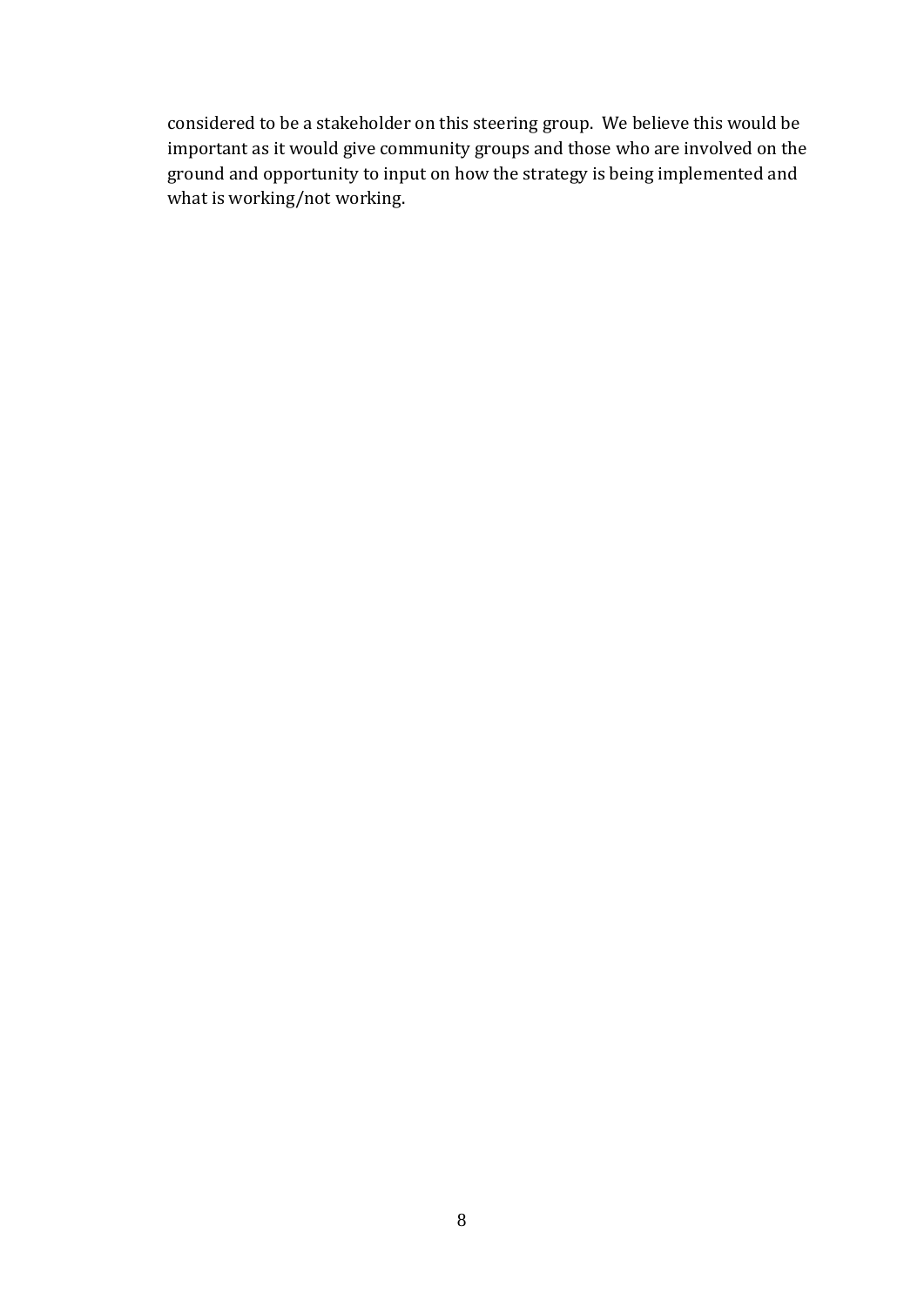considered to be a stakeholder on this steering group. We believe this would be important as it would give community groups and those who are involved on the ground and opportunity to input on how the strategy is being implemented and what is working/not working.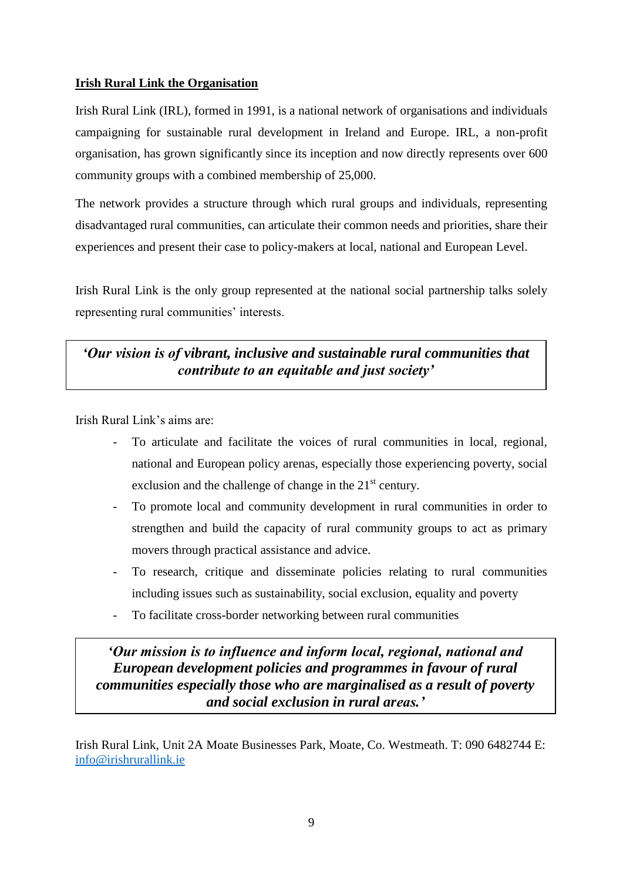**Irish Rural Link the Organisation**

Irish Rural Link (IRL), formed in 1991, is a national network of organisations and individuals campaigning for sustainable rural development in Ireland and Europe. IRL, a non-profit organisation, has grown significantly since its inception and now directly represents over 600 community groups with a combined membership of 25,000.

The network provides a structure through which rural groups and individuals, representing disadvantaged rural communities, can articulate their common needs and priorities, share their experiences and present their case to policy-makers at local, national and European Level.

Irish Rural Link is the only group represented at the national social partnership talks solely representing rural communities' interests.

***'Our vision is of vibrant, inclusive and sustainable rural communities that contribute to an equitable and just society'***

Irish Rural Link's aims are:

- To articulate and facilitate the voices of rural communities in local, regional, national and European policy arenas, especially those experiencing poverty, social exclusion and the challenge of change in the 21st century.
- To promote local and community development in rural communities in order to strengthen and build the capacity of rural community groups to act as primary movers through practical assistance and advice.
- To research, critique and disseminate policies relating to rural communities including issues such as sustainability, social exclusion, equality and poverty
- To facilitate cross-border networking between rural communities

***'Our mission is to influence and inform local, regional, national and European development policies and programmes in favour of rural communities especially those who are marginalised as a result of poverty and social exclusion in rural areas.'***

Irish Rural Link, Unit 2A Moate Businesses Park, Moate, Co. Westmeath. T: 090 6482744 E: info@irishrurallink.ie